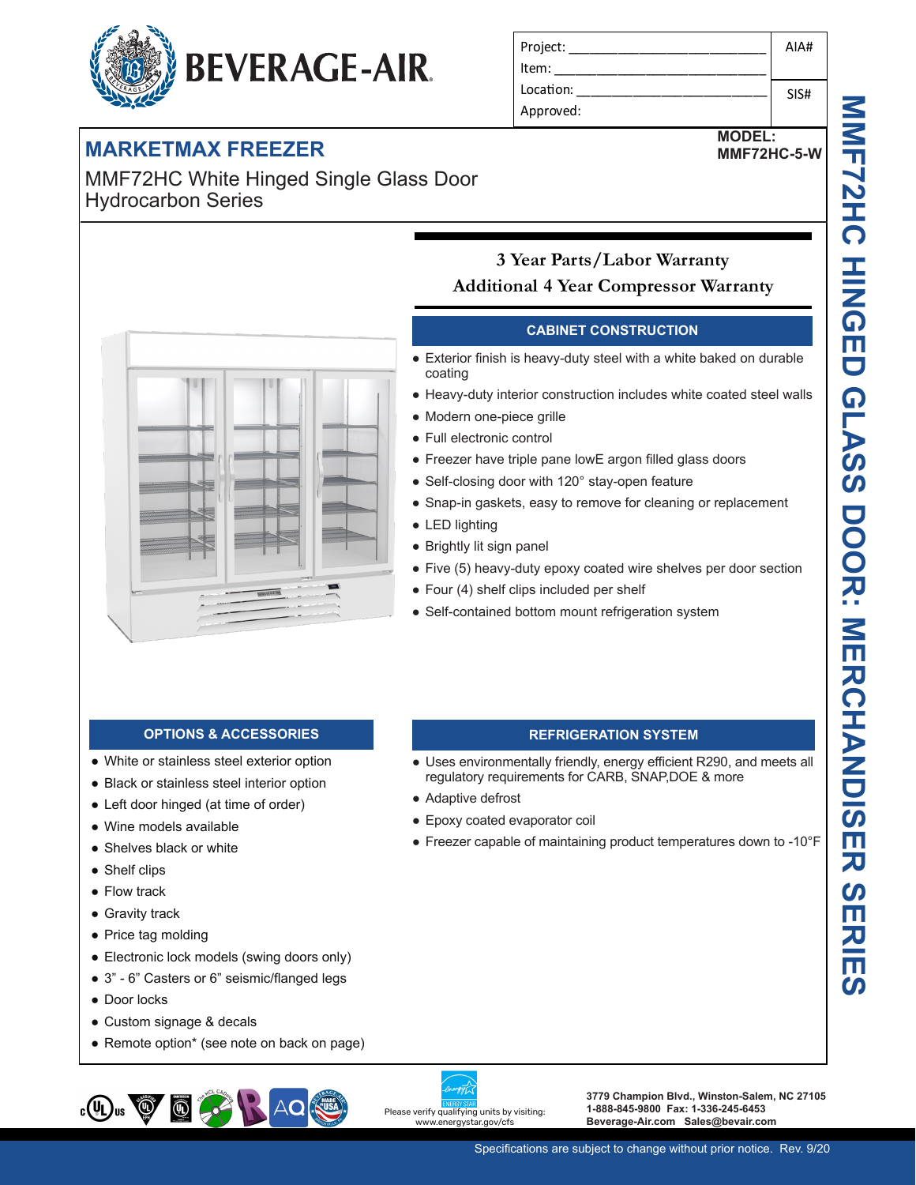BEVERAGE-AIR

| Project: | AIA# |
|---|---|
| Item: | |
| Location: | SIS# |
| Approved: | |

# MARKETMAX FREEZER

**MODEL:**
**MMF72HC-5-W**

## MMF72HC White Hinged Single Glass Door Hydrocarbon Series

**3 Year Parts/Labor Warranty**
**Additional 4 Year Compressor Warranty**

### CABINET CONSTRUCTION

- Exterior finish is heavy-duty steel with a white baked on durable coating
- Heavy-duty interior construction includes white coated steel walls
- Modern one-piece grille
- Full electronic control
- Freezer have triple pane lowE argon filled glass doors
- Self-closing door with 120° stay-open feature
- Snap-in gaskets, easy to remove for cleaning or replacement
- LED lighting
- Brightly lit sign panel
- Five (5) heavy-duty epoxy coated wire shelves per door section
- Four (4) shelf clips included per shelf
- Self-contained bottom mount refrigeration system

### OPTIONS & ACCESSORIES

- White or stainless steel exterior option
- Black or stainless steel interior option
- Left door hinged (at time of order)
- Wine models available
- Shelves black or white
- Shelf clips
- Flow track
- Gravity track
- Price tag molding
- Electronic lock models (swing doors only)
- 3” - 6” Casters or 6” seismic/flanged legs
- Door locks
- Custom signage & decals
- Remote option* (see note on back on page)

### REFRIGERATION SYSTEM

- Uses environmentally friendly, energy efficient R290, and meets all regulatory requirements for CARB, SNAP,DOE & more
- Adaptive defrost
- Epoxy coated evaporator coil
- Freezer capable of maintaining product temperatures down to -10°F

**MMF72HC HINGED GLASS DOOR: MERCHANDISER SERIES**

Please verify qualifying units by visiting: www.energystar.gov/cfs

3779 Champion Blvd., Winston-Salem, NC 27105
1-888-845-9800 Fax: 1-336-245-6453
Beverage-Air.com Sales@bevair.com

Specifications are subject to change without prior notice. Rev. 9/20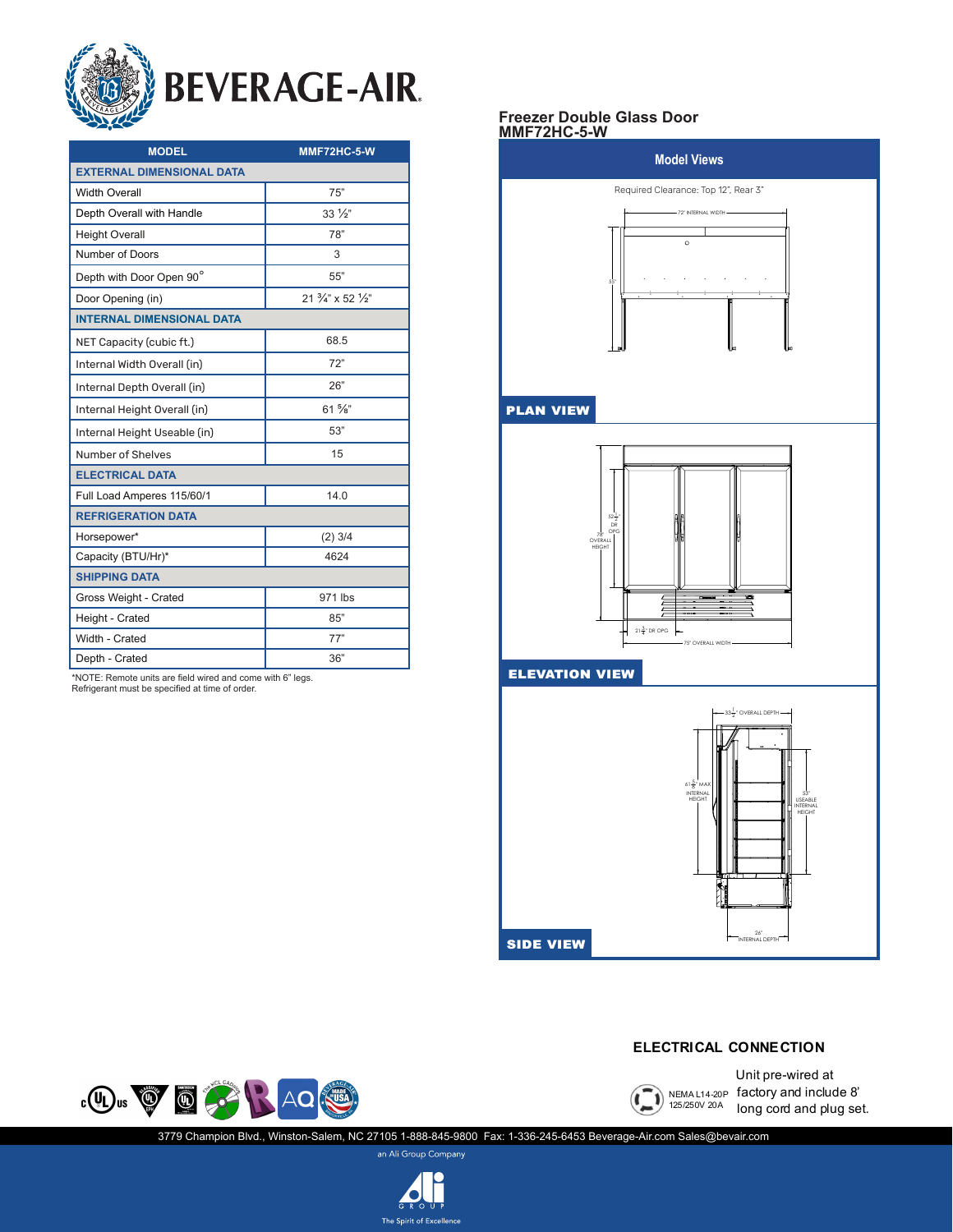# BEVERAGE-AIR

## Freezer Double Glass Door
## MMF72HC-5-W

| MODEL | MMF72HC-5-W |
|---|---|
| **EXTERNAL DIMENSIONAL DATA** | |
| Width Overall | 75" |
| Depth Overall with Handle | 33 ½" |
| Height Overall | 78" |
| Number of Doors | 3 |
| Depth with Door Open 90° | 55" |
| Door Opening (in) | 21 ¾" x 52 ½" |
| **INTERNAL DIMENSIONAL DATA** | |
| NET Capacity (cubic ft.) | 68.5 |
| Internal Width Overall (in) | 72" |
| Internal Depth Overall (in) | 26" |
| Internal Height Overall (in) | 61 ⅝" |
| Internal Height Useable (in) | 53" |
| Number of Shelves | 15 |
| **ELECTRICAL DATA** | |
| Full Load Amperes 115/60/1 | 14.0 |
| **REFRIGERATION DATA** | |
| Horsepower* | (2) 3/4 |
| Capacity (BTU/Hr)* | 4624 |
| **SHIPPING DATA** | |
| Gross Weight - Crated | 971 lbs |
| Height - Crated | 85" |
| Width - Crated | 77" |
| Depth - Crated | 36" |

*NOTE: Remote units are field wired and come with 6" legs.
Refrigerant must be specified at time of order.

## Model Views

Required Clearance: Top 12", Rear 3"

72" INTERNAL WIDTH

53"

**PLAN VIEW**

52 ½" DR OPG

78" OVERALL HEIGHT

21 ¾" DR OPG

75" OVERALL WIDTH

**ELEVATION VIEW**

33 ½" OVERALL DEPTH

61 ⅝" MAX INTERNAL HEIGHT

53" USEABLE INTERNAL HEIGHT

26" INTERNAL DEPTH

**SIDE VIEW**

## ELECTRICAL CONNECTION

NEMA L14-20P
125/250V 20A

Unit pre-wired at factory and include 8' long cord and plug set.

3779 Champion Blvd., Winston-Salem, NC 27105 1-888-845-9800 Fax: 1-336-245-6453 Beverage-Air.com Sales@bevair.com

an Ali Group Company

The Spirit of Excellence